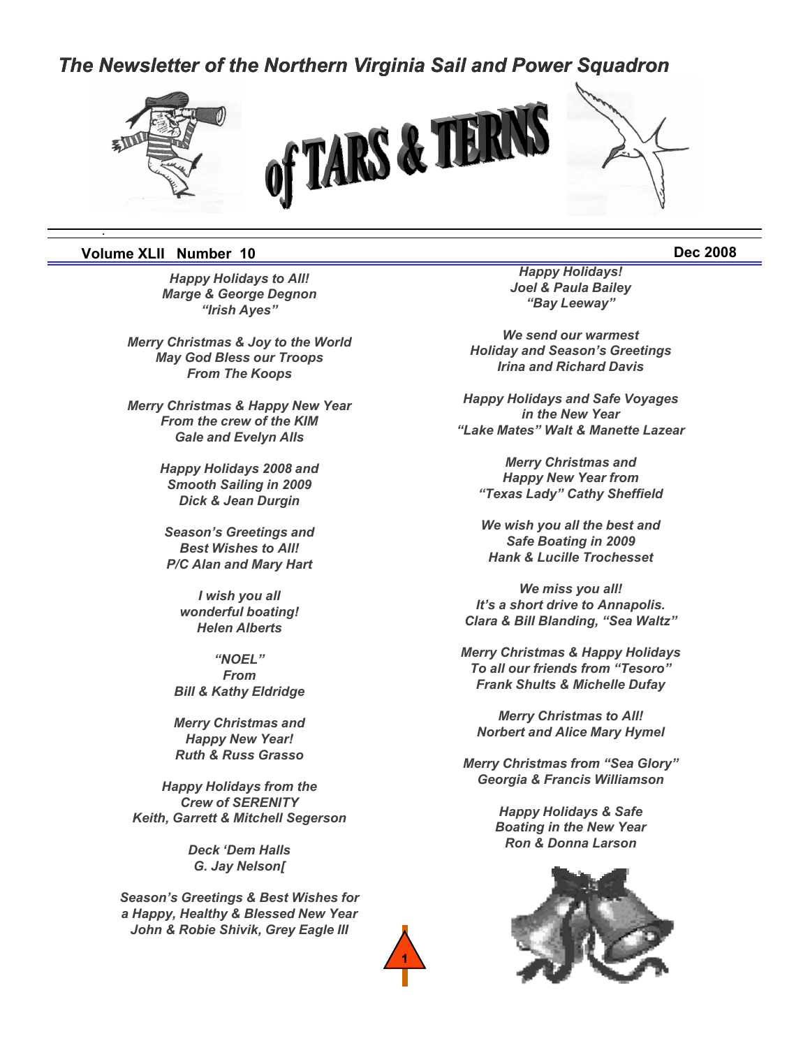# The Newsletter of the Northern Virginia Sail and Power Squadron

# of TARS & TERNS

**Volume XLII Number 10** **Dec 2008**

*Happy Holidays to All!*
*Marge & George Degnon*
*"Irish Ayes"*

*Merry Christmas & Joy to the World*
*May God Bless our Troops*
*From The Koops*

*Merry Christmas & Happy New Year*
*From the crew of the KIM*
*Gale and Evelyn Alls*

*Happy Holidays 2008 and*
*Smooth Sailing in 2009*
*Dick & Jean Durgin*

*Season's Greetings and*
*Best Wishes to All!*
*P/C Alan and Mary Hart*

*I wish you all*
*wonderful boating!*
*Helen Alberts*

*"NOEL"*
*From*
*Bill & Kathy Eldridge*

*Merry Christmas and*
*Happy New Year!*
*Ruth & Russ Grasso*

*Happy Holidays from the*
*Crew of SERENITY*
*Keith, Garrett & Mitchell Segerson*

*Deck 'Dem Halls*
*G. Jay Nelson[*

*Season's Greetings & Best Wishes for*
*a Happy, Healthy & Blessed New Year*
*John & Robie Shivik, Grey Eagle III*

*Happy Holidays!*
*Joel & Paula Bailey*
*"Bay Leeway"*

*We send our warmest*
*Holiday and Season's Greetings*
*Irina and Richard Davis*

*Happy Holidays and Safe Voyages*
*in the New Year*
*"Lake Mates" Walt & Manette Lazear*

*Merry Christmas and*
*Happy New Year from*
*"Texas Lady" Cathy Sheffield*

*We wish you all the best and*
*Safe Boating in 2009*
*Hank & Lucille Trochesset*

*We miss you all!*
*It's a short drive to Annapolis.*
*Clara & Bill Blanding, "Sea Waltz"*

*Merry Christmas & Happy Holidays*
*To all our friends from "Tesoro"*
*Frank Shults & Michelle Dufay*

*Merry Christmas to All!*
*Norbert and Alice Mary Hymel*

*Merry Christmas from "Sea Glory"*
*Georgia & Francis Williamson*

*Happy Holidays & Safe*
*Boating in the New Year*
*Ron & Donna Larson*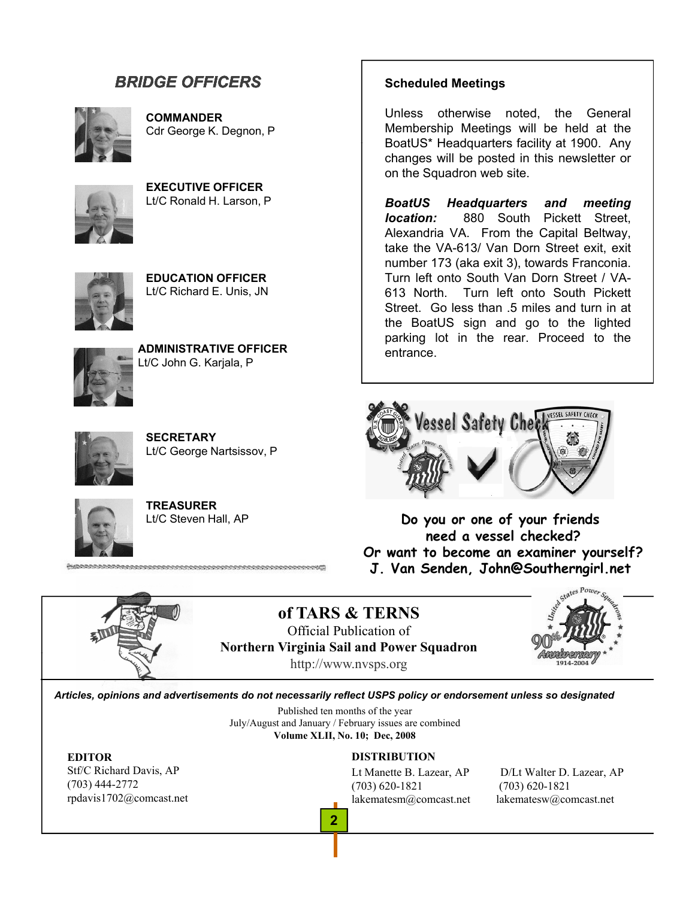## BRIDGE OFFICERS

**COMMANDER**
Cdr George K. Degnon, P

**EXECUTIVE OFFICER**
Lt/C Ronald H. Larson, P

**EDUCATION OFFICER**
Lt/C Richard E. Unis, JN

**ADMINISTRATIVE OFFICER**
Lt/C John G. Karjala, P

**SECRETARY**
Lt/C George Nartsissov, P

**TREASURER**
Lt/C Steven Hall, AP

### Scheduled Meetings

Unless otherwise noted, the General Membership Meetings will be held at the BoatUS* Headquarters facility at 1900. Any changes will be posted in this newsletter or on the Squadron web site.

***BoatUS Headquarters and meeting location:*** 880 South Pickett Street, Alexandria VA. From the Capital Beltway, take the VA-613/ Van Dorn Street exit, exit number 173 (aka exit 3), towards Franconia. Turn left onto South Van Dorn Street / VA-613 North. Turn left onto South Pickett Street. Go less than .5 miles and turn in at the BoatUS sign and go to the lighted parking lot in the rear. Proceed to the entrance.

**Do you or one of your friends need a vessel checked?**
**Or want to become an examiner yourself?**
**J. Van Senden, John@Southerngirl.net**

## of TARS & TERNS

Official Publication of
**Northern Virginia Sail and Power Squadron**
http://www.nvsps.org

***Articles, opinions and advertisements do not necessarily reflect USPS policy or endorsement unless so designated***

Published ten months of the year
July/August and January / February issues are combined
**Volume XLII, No. 10; Dec, 2008**

**EDITOR**
Stf/C Richard Davis, AP
(703) 444-2772
rpdavis1702@comcast.net

**DISTRIBUTION**
Lt Manette B. Lazear, AP
(703) 620-1821
lakematesm@comcast.net

D/Lt Walter D. Lazear, AP
(703) 620-1821
lakematesw@comcast.net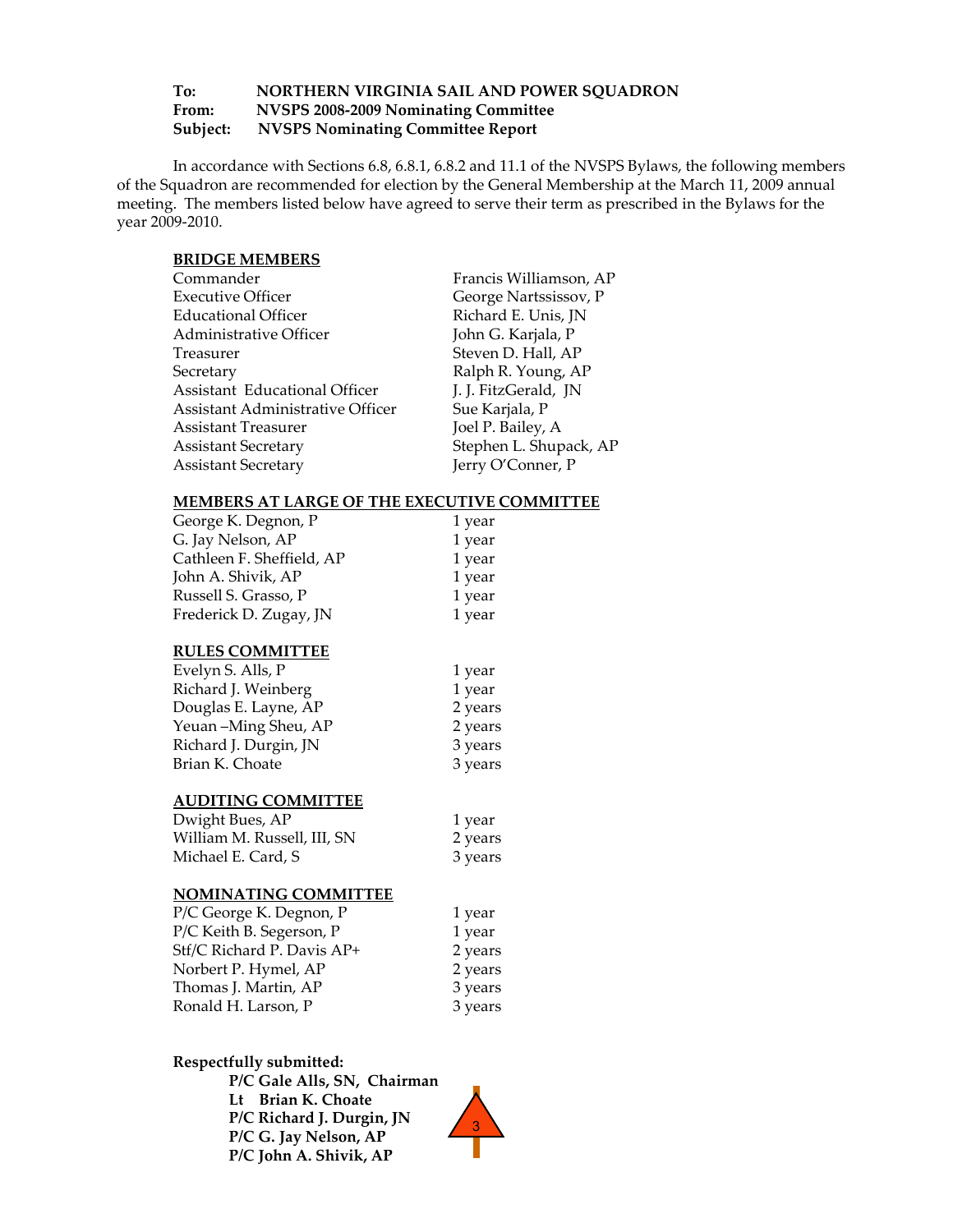**To:** NORTHERN VIRGINIA SAIL AND POWER SQUADRON
**From:** NVSPS 2008-2009 Nominating Committee
**Subject:** NVSPS Nominating Committee Report

In accordance with Sections 6.8, 6.8.1, 6.8.2 and 11.1 of the NVSPS Bylaws, the following members of the Squadron are recommended for election by the General Membership at the March 11, 2009 annual meeting. The members listed below have agreed to serve their term as prescribed in the Bylaws for the year 2009-2010.

**BRIDGE MEMBERS**

| | |
|---|---|
| Commander | Francis Williamson, AP |
| Executive Officer | George Nartssissov, P |
| Educational Officer | Richard E. Unis, JN |
| Administrative Officer | John G. Karjala, P |
| Treasurer | Steven D. Hall, AP |
| Secretary | Ralph R. Young, AP |
| Assistant Educational Officer | J. J. FitzGerald, JN |
| Assistant Administrative Officer | Sue Karjala, P |
| Assistant Treasurer | Joel P. Bailey, A |
| Assistant Secretary | Stephen L. Shupack, AP |
| Assistant Secretary | Jerry O'Conner, P |

**MEMBERS AT LARGE OF THE EXECUTIVE COMMITTEE**

| | |
|---|---|
| George K. Degnon, P | 1 year |
| G. Jay Nelson, AP | 1 year |
| Cathleen F. Sheffield, AP | 1 year |
| John A. Shivik, AP | 1 year |
| Russell S. Grasso, P | 1 year |
| Frederick D. Zugay, JN | 1 year |

**RULES COMMITTEE**

| | |
|---|---|
| Evelyn S. Alls, P | 1 year |
| Richard J. Weinberg | 1 year |
| Douglas E. Layne, AP | 2 years |
| Yeuan –Ming Sheu, AP | 2 years |
| Richard J. Durgin, JN | 3 years |
| Brian K. Choate | 3 years |

**AUDITING COMMITTEE**

| | |
|---|---|
| Dwight Bues, AP | 1 year |
| William M. Russell, III, SN | 2 years |
| Michael E. Card, S | 3 years |

**NOMINATING COMMITTEE**

| | |
|---|---|
| P/C George K. Degnon, P | 1 year |
| P/C Keith B. Segerson, P | 1 year |
| Stf/C Richard P. Davis AP+ | 2 years |
| Norbert P. Hymel, AP | 2 years |
| Thomas J. Martin, AP | 3 years |
| Ronald H. Larson, P | 3 years |

**Respectfully submitted:**

**P/C Gale Alls, SN, Chairman**
**Lt Brian K. Choate**
**P/C Richard J. Durgin, JN**
**P/C G. Jay Nelson, AP**
**P/C John A. Shivik, AP**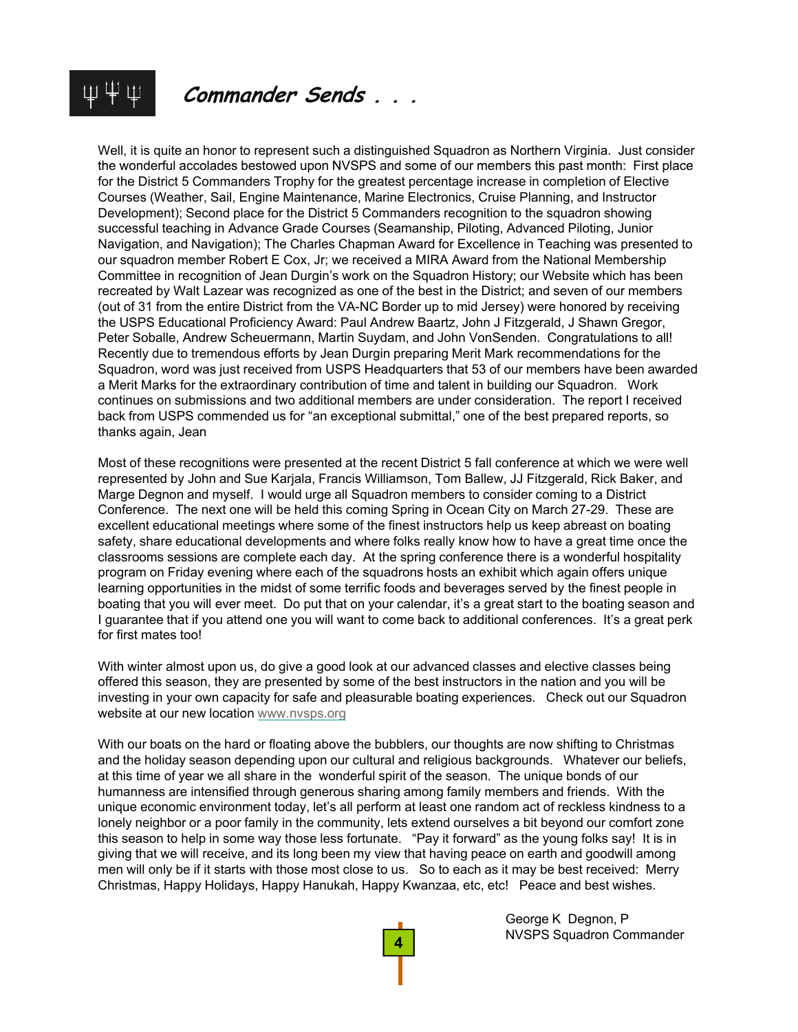## *Commander Sends . . .*

Well, it is quite an honor to represent such a distinguished Squadron as Northern Virginia. Just consider the wonderful accolades bestowed upon NVSPS and some of our members this past month: First place for the District 5 Commanders Trophy for the greatest percentage increase in completion of Elective Courses (Weather, Sail, Engine Maintenance, Marine Electronics, Cruise Planning, and Instructor Development); Second place for the District 5 Commanders recognition to the squadron showing successful teaching in Advance Grade Courses (Seamanship, Piloting, Advanced Piloting, Junior Navigation, and Navigation); The Charles Chapman Award for Excellence in Teaching was presented to our squadron member Robert E Cox, Jr; we received a MIRA Award from the National Membership Committee in recognition of Jean Durgin's work on the Squadron History; our Website which has been recreated by Walt Lazear was recognized as one of the best in the District; and seven of our members (out of 31 from the entire District from the VA-NC Border up to mid Jersey) were honored by receiving the USPS Educational Proficiency Award: Paul Andrew Baartz, John J Fitzgerald, J Shawn Gregor, Peter Soballe, Andrew Scheuermann, Martin Suydam, and John VonSenden. Congratulations to all! Recently due to tremendous efforts by Jean Durgin preparing Merit Mark recommendations for the Squadron, word was just received from USPS Headquarters that 53 of our members have been awarded a Merit Marks for the extraordinary contribution of time and talent in building our Squadron. Work continues on submissions and two additional members are under consideration. The report I received back from USPS commended us for "an exceptional submittal," one of the best prepared reports, so thanks again, Jean

Most of these recognitions were presented at the recent District 5 fall conference at which we were well represented by John and Sue Karjala, Francis Williamson, Tom Ballew, JJ Fitzgerald, Rick Baker, and Marge Degnon and myself. I would urge all Squadron members to consider coming to a District Conference. The next one will be held this coming Spring in Ocean City on March 27-29. These are excellent educational meetings where some of the finest instructors help us keep abreast on boating safety, share educational developments and where folks really know how to have a great time once the classrooms sessions are complete each day. At the spring conference there is a wonderful hospitality program on Friday evening where each of the squadrons hosts an exhibit which again offers unique learning opportunities in the midst of some terrific foods and beverages served by the finest people in boating that you will ever meet. Do put that on your calendar, it's a great start to the boating season and I guarantee that if you attend one you will want to come back to additional conferences. It's a great perk for first mates too!

With winter almost upon us, do give a good look at our advanced classes and elective classes being offered this season, they are presented by some of the best instructors in the nation and you will be investing in your own capacity for safe and pleasurable boating experiences. Check out our Squadron website at our new location www.nvsps.org

With our boats on the hard or floating above the bubblers, our thoughts are now shifting to Christmas and the holiday season depending upon our cultural and religious backgrounds. Whatever our beliefs, at this time of year we all share in the wonderful spirit of the season. The unique bonds of our humanness are intensified through generous sharing among family members and friends. With the unique economic environment today, let's all perform at least one random act of reckless kindness to a lonely neighbor or a poor family in the community, lets extend ourselves a bit beyond our comfort zone this season to help in some way those less fortunate. "Pay it forward" as the young folks say! It is in giving that we will receive, and its long been my view that having peace on earth and goodwill among men will only be if it starts with those most close to us. So to each as it may be best received: Merry Christmas, Happy Holidays, Happy Hanukah, Happy Kwanzaa, etc, etc! Peace and best wishes.

George K Degnon, P
NVSPS Squadron Commander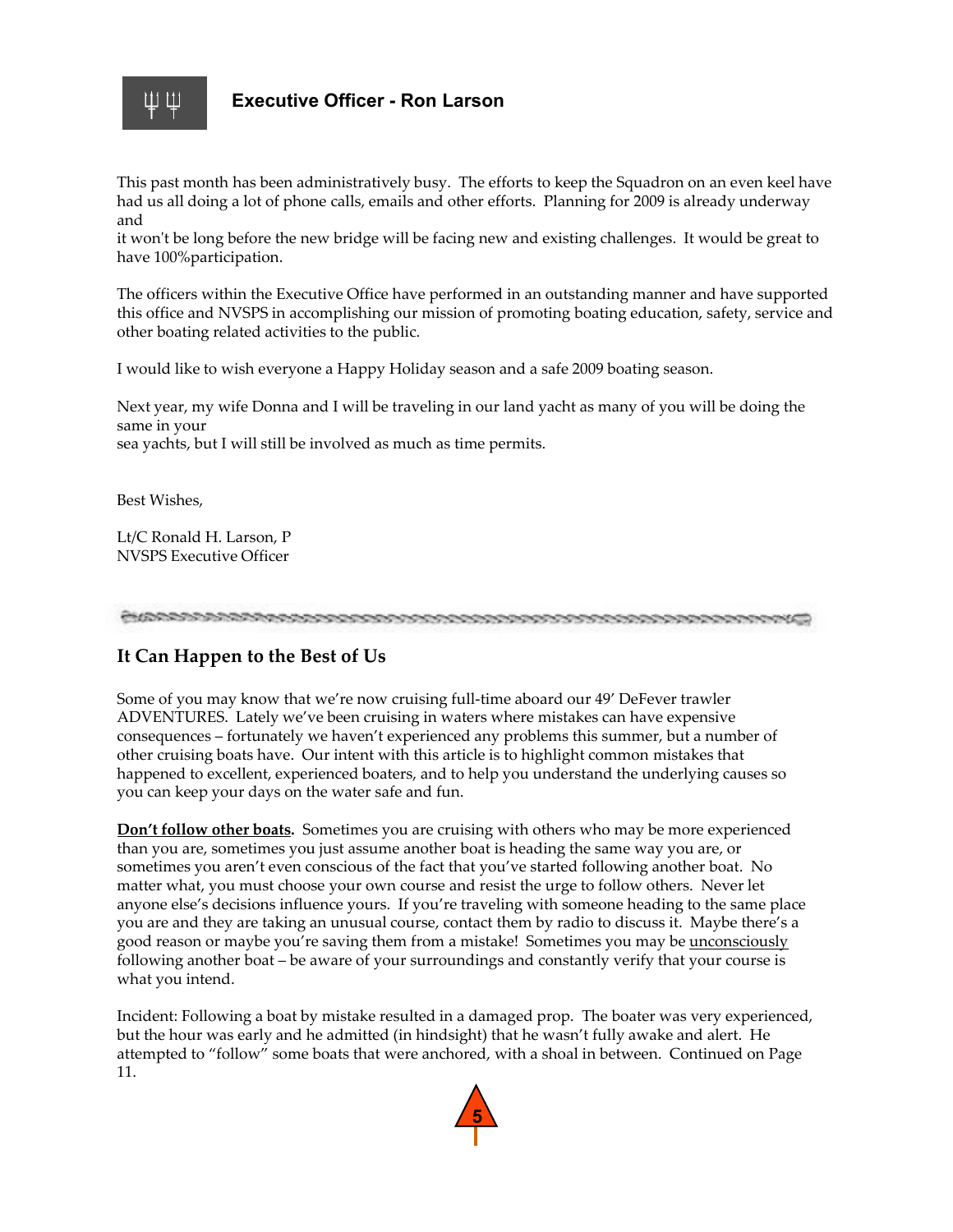## Executive Officer - Ron Larson

This past month has been administratively busy. The efforts to keep the Squadron on an even keel have had us all doing a lot of phone calls, emails and other efforts. Planning for 2009 is already underway and it won't be long before the new bridge will be facing new and existing challenges. It would be great to have 100%participation.

The officers within the Executive Office have performed in an outstanding manner and have supported this office and NVSPS in accomplishing our mission of promoting boating education, safety, service and other boating related activities to the public.

I would like to wish everyone a Happy Holiday season and a safe 2009 boating season.

Next year, my wife Donna and I will be traveling in our land yacht as many of you will be doing the same in your sea yachts, but I will still be involved as much as time permits.

Best Wishes,

Lt/C Ronald H. Larson, P
NVSPS Executive Officer

## It Can Happen to the Best of Us

Some of you may know that we're now cruising full-time aboard our 49' DeFever trawler ADVENTURES. Lately we've been cruising in waters where mistakes can have expensive consequences – fortunately we haven't experienced any problems this summer, but a number of other cruising boats have. Our intent with this article is to highlight common mistakes that happened to excellent, experienced boaters, and to help you understand the underlying causes so you can keep your days on the water safe and fun.

**Don't follow other boats.** Sometimes you are cruising with others who may be more experienced than you are, sometimes you just assume another boat is heading the same way you are, or sometimes you aren't even conscious of the fact that you've started following another boat. No matter what, you must choose your own course and resist the urge to follow others. Never let anyone else's decisions influence yours. If you're traveling with someone heading to the same place you are and they are taking an unusual course, contact them by radio to discuss it. Maybe there's a good reason or maybe you're saving them from a mistake! Sometimes you may be unconsciously following another boat – be aware of your surroundings and constantly verify that your course is what you intend.

Incident: Following a boat by mistake resulted in a damaged prop. The boater was very experienced, but the hour was early and he admitted (in hindsight) that he wasn't fully awake and alert. He attempted to "follow" some boats that were anchored, with a shoal in between. Continued on Page 11.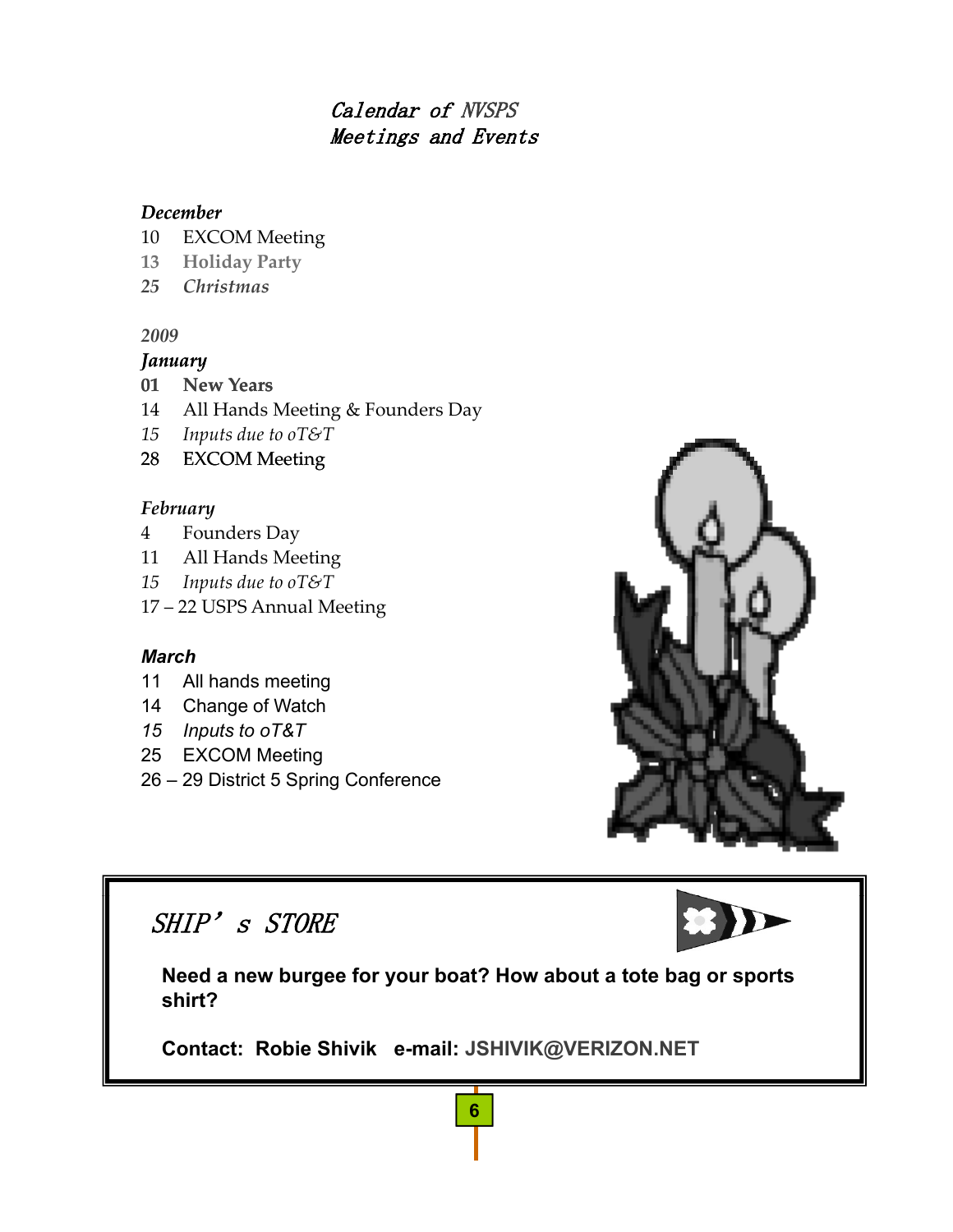# Calendar of NVSPS Meetings and Events

***December***

10 EXCOM Meeting
13 **Holiday Party**
*25 Christmas*

*2009*

***January***

**01 New Years**
14 All Hands Meeting & Founders Day
*15 Inputs due to oT&T*
28 EXCOM Meeting

***February***

4 Founders Day
11 All Hands Meeting
*15 Inputs due to oT&T*
17 – 22 USPS Annual Meeting

***March***

11 All hands meeting
14 Change of Watch
*15 Inputs to oT&T*
25 EXCOM Meeting
26 – 29 District 5 Spring Conference

## SHIP's STORE

**Need a new burgee for your boat? How about a tote bag or sports shirt?**

**Contact: Robie Shivik e-mail: JSHIVIK@VERIZON.NET**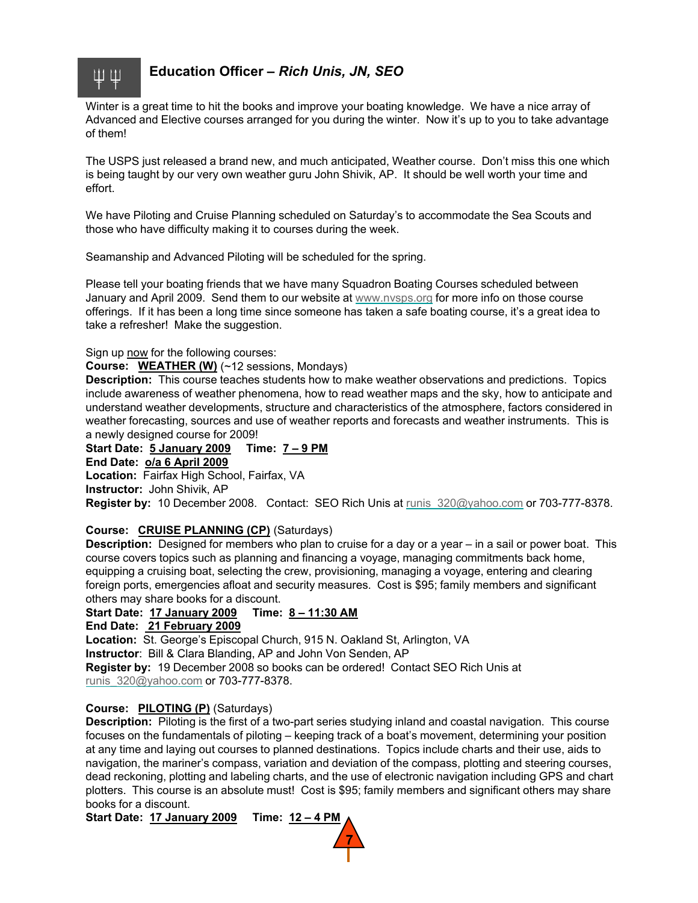## Education Officer – *Rich Unis, JN, SEO*

Winter is a great time to hit the books and improve your boating knowledge. We have a nice array of Advanced and Elective courses arranged for you during the winter. Now it's up to you to take advantage of them!

The USPS just released a brand new, and much anticipated, Weather course. Don't miss this one which is being taught by our very own weather guru John Shivik, AP. It should be well worth your time and effort.

We have Piloting and Cruise Planning scheduled on Saturday's to accommodate the Sea Scouts and those who have difficulty making it to courses during the week.

Seamanship and Advanced Piloting will be scheduled for the spring.

Please tell your boating friends that we have many Squadron Boating Courses scheduled between January and April 2009. Send them to our website at www.nvsps.org for more info on those course offerings. If it has been a long time since someone has taken a safe boating course, it's a great idea to take a refresher! Make the suggestion.

Sign up now for the following courses:

**Course:** **WEATHER (W)** (~12 sessions, Mondays)
**Description:** This course teaches students how to make weather observations and predictions. Topics include awareness of weather phenomena, how to read weather maps and the sky, how to anticipate and understand weather developments, structure and characteristics of the atmosphere, factors considered in weather forecasting, sources and use of weather reports and forecasts and weather instruments. This is a newly designed course for 2009!
**Start Date:** **5 January 2009** **Time:** **7 – 9 PM**
**End Date:** **o/a 6 April 2009**
**Location:** Fairfax High School, Fairfax, VA
**Instructor:** John Shivik, AP
**Register by:** 10 December 2008. Contact: SEO Rich Unis at runis_320@yahoo.com or 703-777-8378.

**Course:** **CRUISE PLANNING (CP)** (Saturdays)
**Description:** Designed for members who plan to cruise for a day or a year – in a sail or power boat. This course covers topics such as planning and financing a voyage, managing commitments back home, equipping a cruising boat, selecting the crew, provisioning, managing a voyage, entering and clearing foreign ports, emergencies afloat and security measures. Cost is $95; family members and significant others may share books for a discount.
**Start Date:** **17 January 2009** **Time:** **8 – 11:30 AM**
**End Date:** **21 February 2009**
**Location:** St. George's Episcopal Church, 915 N. Oakland St, Arlington, VA
**Instructor**: Bill & Clara Blanding, AP and John Von Senden, AP
**Register by:** 19 December 2008 so books can be ordered! Contact SEO Rich Unis at runis_320@yahoo.com or 703-777-8378.

**Course:** **PILOTING (P)** (Saturdays)
**Description:** Piloting is the first of a two-part series studying inland and coastal navigation. This course focuses on the fundamentals of piloting – keeping track of a boat's movement, determining your position at any time and laying out courses to planned destinations. Topics include charts and their use, aids to navigation, the mariner's compass, variation and deviation of the compass, plotting and steering courses, dead reckoning, plotting and labeling charts, and the use of electronic navigation including GPS and chart plotters. This course is an absolute must! Cost is $95; family members and significant others may share books for a discount.
**Start Date:** **17 January 2009** **Time:** **12 – 4 PM**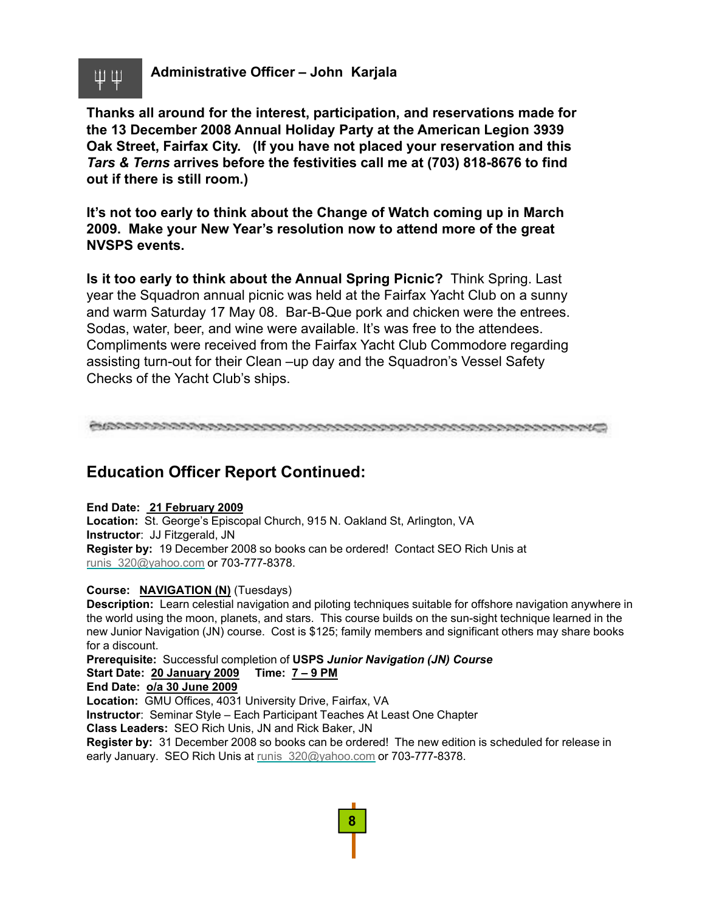### Administrative Officer – John Karjala

**Thanks all around for the interest, participation, and reservations made for the 13 December 2008 Annual Holiday Party at the American Legion 3939 Oak Street, Fairfax City. (If you have not placed your reservation and this *Tars & Terns* arrives before the festivities call me at (703) 818-8676 to find out if there is still room.)**

**It's not too early to think about the Change of Watch coming up in March 2009. Make your New Year's resolution now to attend more of the great NVSPS events.**

**Is it too early to think about the Annual Spring Picnic?** Think Spring. Last year the Squadron annual picnic was held at the Fairfax Yacht Club on a sunny and warm Saturday 17 May 08. Bar-B-Que pork and chicken were the entrees. Sodas, water, beer, and wine were available. It's was free to the attendees. Compliments were received from the Fairfax Yacht Club Commodore regarding assisting turn-out for their Clean –up day and the Squadron's Vessel Safety Checks of the Yacht Club's ships.

---

## Education Officer Report Continued:

**End Date:** **21 February 2009**
**Location:** St. George's Episcopal Church, 915 N. Oakland St, Arlington, VA
**Instructor**: JJ Fitzgerald, JN
**Register by:** 19 December 2008 so books can be ordered! Contact SEO Rich Unis at runis_320@yahoo.com or 703-777-8378.

**Course:** **NAVIGATION (N)** (Tuesdays)
**Description:** Learn celestial navigation and piloting techniques suitable for offshore navigation anywhere in the world using the moon, planets, and stars. This course builds on the sun-sight technique learned in the new Junior Navigation (JN) course. Cost is $125; family members and significant others may share books for a discount.
**Prerequisite:** Successful completion of **USPS *Junior Navigation (JN) Course***
**Start Date:** **20 January 2009** **Time:** **7 – 9 PM**
**End Date:** **o/a 30 June 2009**
**Location:** GMU Offices, 4031 University Drive, Fairfax, VA
**Instructor**: Seminar Style – Each Participant Teaches At Least One Chapter
**Class Leaders:** SEO Rich Unis, JN and Rick Baker, JN
**Register by:** 31 December 2008 so books can be ordered! The new edition is scheduled for release in early January. SEO Rich Unis at runis_320@yahoo.com or 703-777-8378.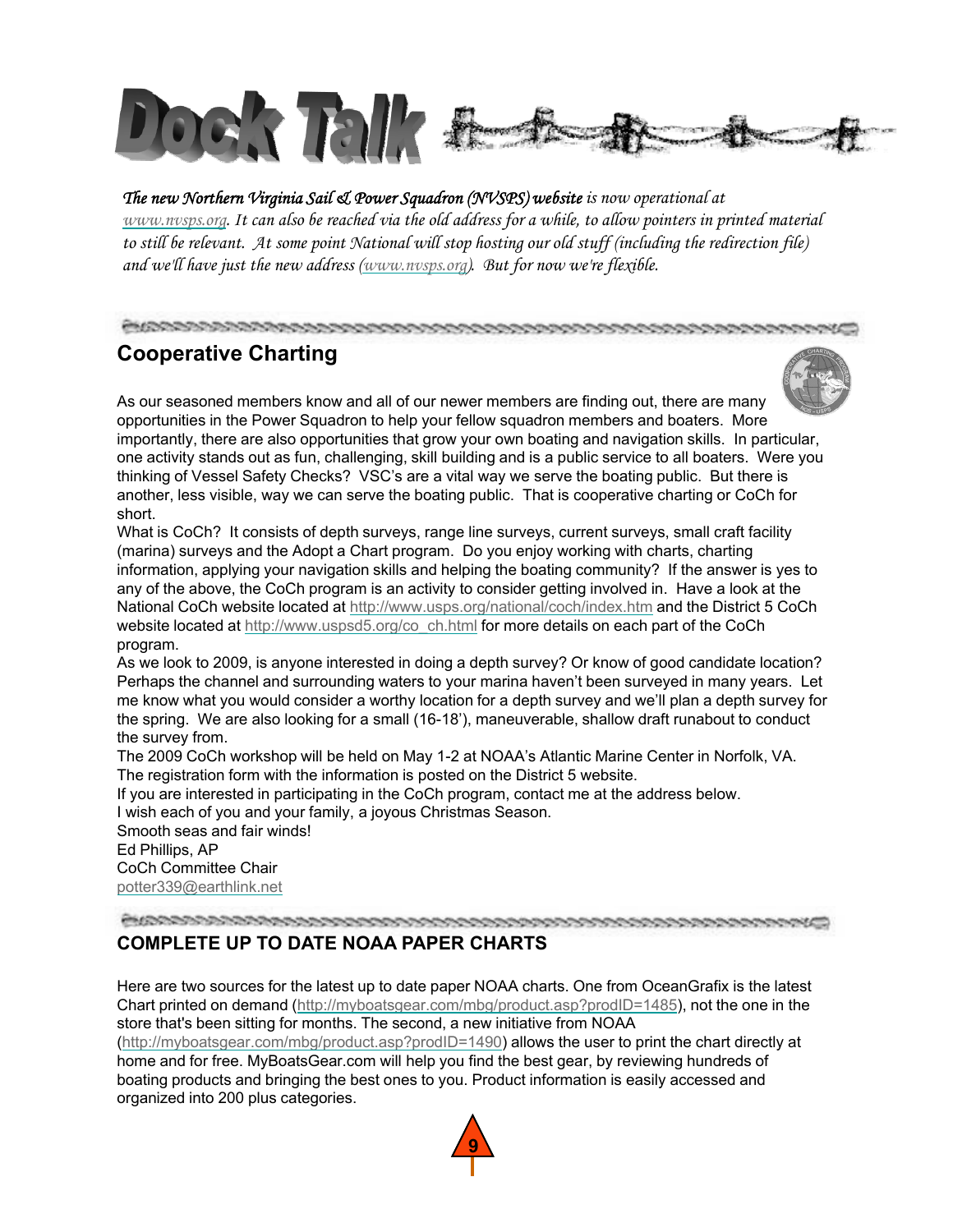# Dock Talk

*The new Northern Virginia Sail & Power Squadron (NVSPS) website is now operational at www.nvsps.org. It can also be reached via the old address for a while, to allow pointers in printed material to still be relevant. At some point National will stop hosting our old stuff (including the redirection file) and we'll have just the new address (www.nvsps.org). But for now we're flexible.*

## Cooperative Charting

As our seasoned members know and all of our newer members are finding out, there are many opportunities in the Power Squadron to help your fellow squadron members and boaters. More importantly, there are also opportunities that grow your own boating and navigation skills. In particular, one activity stands out as fun, challenging, skill building and is a public service to all boaters. Were you thinking of Vessel Safety Checks? VSC's are a vital way we serve the boating public. But there is another, less visible, way we can serve the boating public. That is cooperative charting or CoCh for short.

What is CoCh? It consists of depth surveys, range line surveys, current surveys, small craft facility (marina) surveys and the Adopt a Chart program. Do you enjoy working with charts, charting information, applying your navigation skills and helping the boating community? If the answer is yes to any of the above, the CoCh program is an activity to consider getting involved in. Have a look at the National CoCh website located at http://www.usps.org/national/coch/index.htm and the District 5 CoCh website located at http://www.uspsd5.org/co_ch.html for more details on each part of the CoCh program.

As we look to 2009, is anyone interested in doing a depth survey? Or know of good candidate location? Perhaps the channel and surrounding waters to your marina haven't been surveyed in many years. Let me know what you would consider a worthy location for a depth survey and we'll plan a depth survey for the spring. We are also looking for a small (16-18'), maneuverable, shallow draft runabout to conduct the survey from.

The 2009 CoCh workshop will be held on May 1-2 at NOAA's Atlantic Marine Center in Norfolk, VA. The registration form with the information is posted on the District 5 website.

If you are interested in participating in the CoCh program, contact me at the address below.

I wish each of you and your family, a joyous Christmas Season.

Smooth seas and fair winds!

Ed Phillips, AP
CoCh Committee Chair
potter339@earthlink.net

## COMPLETE UP TO DATE NOAA PAPER CHARTS

Here are two sources for the latest up to date paper NOAA charts. One from OceanGrafix is the latest Chart printed on demand (http://myboatsgear.com/mbg/product.asp?prodID=1485), not the one in the store that's been sitting for months. The second, a new initiative from NOAA (http://myboatsgear.com/mbg/product.asp?prodID=1490) allows the user to print the chart directly at home and for free. MyBoatsGear.com will help you find the best gear, by reviewing hundreds of boating products and bringing the best ones to you. Product information is easily accessed and organized into 200 plus categories.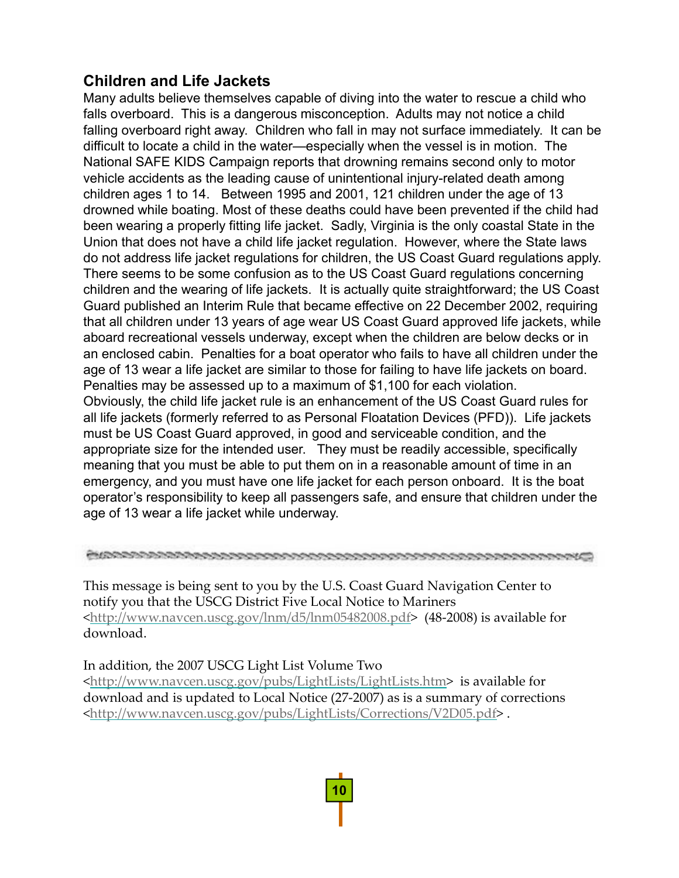## Children and Life Jackets

Many adults believe themselves capable of diving into the water to rescue a child who falls overboard. This is a dangerous misconception. Adults may not notice a child falling overboard right away. Children who fall in may not surface immediately. It can be difficult to locate a child in the water—especially when the vessel is in motion. The National SAFE KIDS Campaign reports that drowning remains second only to motor vehicle accidents as the leading cause of unintentional injury-related death among children ages 1 to 14. Between 1995 and 2001, 121 children under the age of 13 drowned while boating. Most of these deaths could have been prevented if the child had been wearing a properly fitting life jacket. Sadly, Virginia is the only coastal State in the Union that does not have a child life jacket regulation. However, where the State laws do not address life jacket regulations for children, the US Coast Guard regulations apply. There seems to be some confusion as to the US Coast Guard regulations concerning children and the wearing of life jackets. It is actually quite straightforward; the US Coast Guard published an Interim Rule that became effective on 22 December 2002, requiring that all children under 13 years of age wear US Coast Guard approved life jackets, while aboard recreational vessels underway, except when the children are below decks or in an enclosed cabin. Penalties for a boat operator who fails to have all children under the age of 13 wear a life jacket are similar to those for failing to have life jackets on board. Penalties may be assessed up to a maximum of $1,100 for each violation. Obviously, the child life jacket rule is an enhancement of the US Coast Guard rules for all life jackets (formerly referred to as Personal Floatation Devices (PFD)). Life jackets must be US Coast Guard approved, in good and serviceable condition, and the appropriate size for the intended user. They must be readily accessible, specifically meaning that you must be able to put them on in a reasonable amount of time in an emergency, and you must have one life jacket for each person onboard. It is the boat operator's responsibility to keep all passengers safe, and ensure that children under the age of 13 wear a life jacket while underway.

---

This message is being sent to you by the U.S. Coast Guard Navigation Center to notify you that the USCG District Five Local Notice to Mariners <http://www.navcen.uscg.gov/lnm/d5/lnm05482008.pdf> (48-2008) is available for download.

In addition, the 2007 USCG Light List Volume Two <http://www.navcen.uscg.gov/pubs/LightLists/LightLists.htm> is available for download and is updated to Local Notice (27-2007) as is a summary of corrections <http://www.navcen.uscg.gov/pubs/LightLists/Corrections/V2D05.pdf> .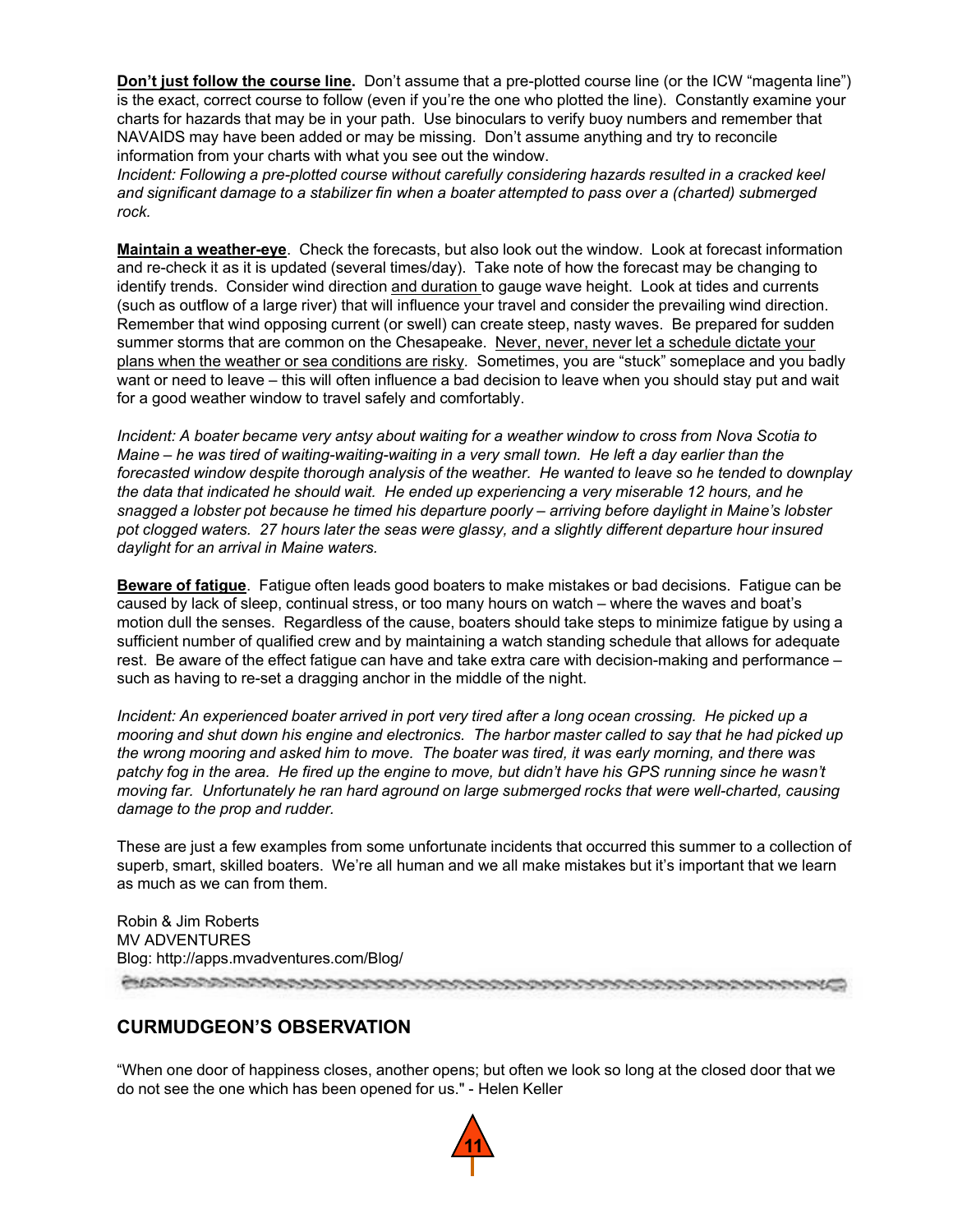**Don't just follow the course line.** Don't assume that a pre-plotted course line (or the ICW "magenta line") is the exact, correct course to follow (even if you're the one who plotted the line). Constantly examine your charts for hazards that may be in your path. Use binoculars to verify buoy numbers and remember that NAVAIDS may have been added or may be missing. Don't assume anything and try to reconcile information from your charts with what you see out the window.

*Incident: Following a pre-plotted course without carefully considering hazards resulted in a cracked keel and significant damage to a stabilizer fin when a boater attempted to pass over a (charted) submerged rock.*

**Maintain a weather-eye**. Check the forecasts, but also look out the window. Look at forecast information and re-check it as it is updated (several times/day). Take note of how the forecast may be changing to identify trends. Consider wind direction and duration to gauge wave height. Look at tides and currents (such as outflow of a large river) that will influence your travel and consider the prevailing wind direction. Remember that wind opposing current (or swell) can create steep, nasty waves. Be prepared for sudden summer storms that are common on the Chesapeake. Never, never, never let a schedule dictate your plans when the weather or sea conditions are risky. Sometimes, you are "stuck" someplace and you badly want or need to leave – this will often influence a bad decision to leave when you should stay put and wait for a good weather window to travel safely and comfortably.

*Incident: A boater became very antsy about waiting for a weather window to cross from Nova Scotia to Maine – he was tired of waiting-waiting-waiting in a very small town. He left a day earlier than the forecasted window despite thorough analysis of the weather. He wanted to leave so he tended to downplay the data that indicated he should wait. He ended up experiencing a very miserable 12 hours, and he snagged a lobster pot because he timed his departure poorly – arriving before daylight in Maine's lobster pot clogged waters. 27 hours later the seas were glassy, and a slightly different departure hour insured daylight for an arrival in Maine waters.*

**Beware of fatigue**. Fatigue often leads good boaters to make mistakes or bad decisions. Fatigue can be caused by lack of sleep, continual stress, or too many hours on watch – where the waves and boat's motion dull the senses. Regardless of the cause, boaters should take steps to minimize fatigue by using a sufficient number of qualified crew and by maintaining a watch standing schedule that allows for adequate rest. Be aware of the effect fatigue can have and take extra care with decision-making and performance – such as having to re-set a dragging anchor in the middle of the night.

*Incident: An experienced boater arrived in port very tired after a long ocean crossing. He picked up a mooring and shut down his engine and electronics. The harbor master called to say that he had picked up the wrong mooring and asked him to move. The boater was tired, it was early morning, and there was patchy fog in the area. He fired up the engine to move, but didn't have his GPS running since he wasn't moving far. Unfortunately he ran hard aground on large submerged rocks that were well-charted, causing damage to the prop and rudder.*

These are just a few examples from some unfortunate incidents that occurred this summer to a collection of superb, smart, skilled boaters. We're all human and we all make mistakes but it's important that we learn as much as we can from them.

Robin & Jim Roberts
MV ADVENTURES
Blog: http://apps.mvadventures.com/Blog/

## CURMUDGEON'S OBSERVATION

"When one door of happiness closes, another opens; but often we look so long at the closed door that we do not see the one which has been opened for us." - Helen Keller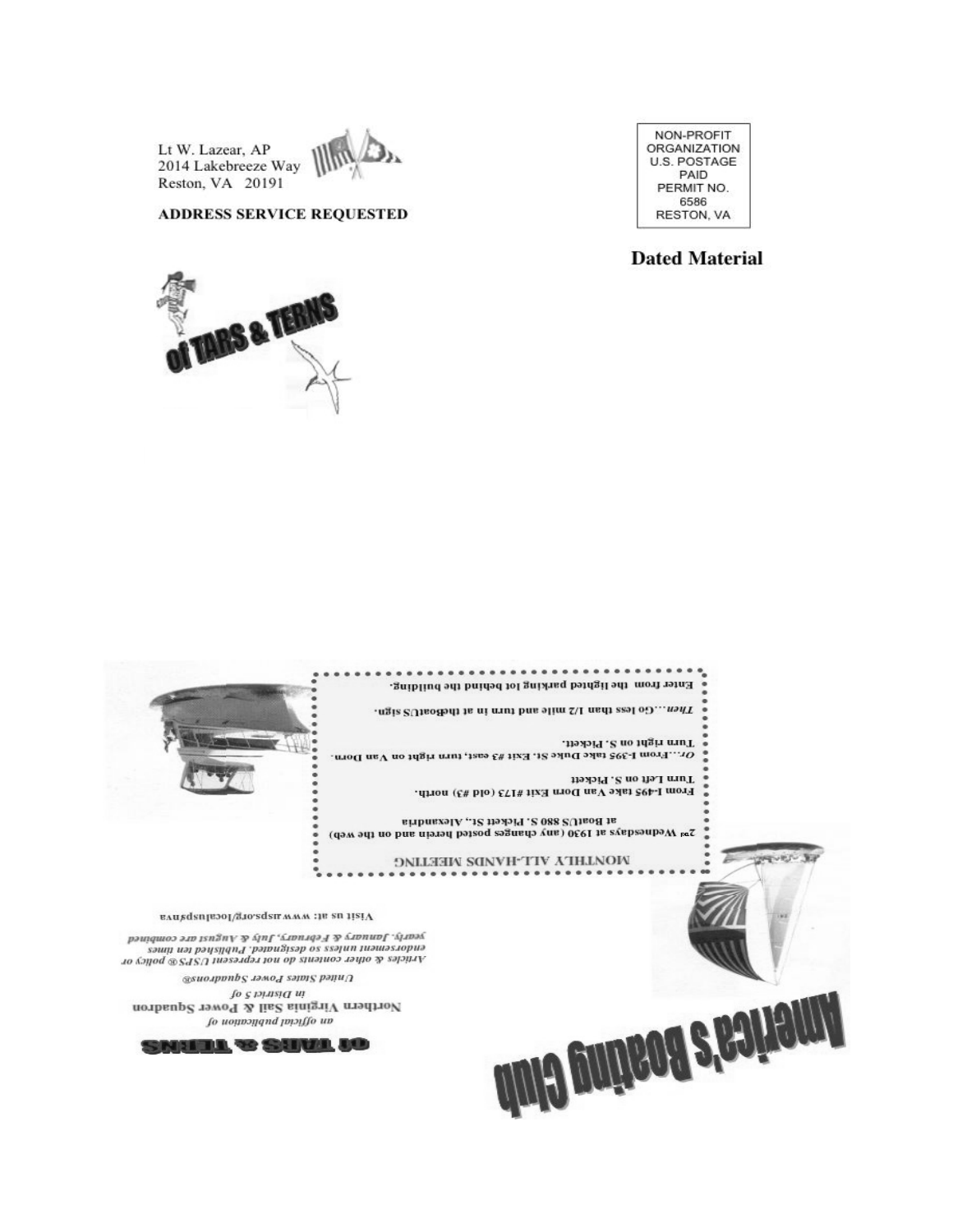Lt W. Lazear, AP
2014 Lakebreeze Way
Reston, VA 20191

**ADDRESS SERVICE REQUESTED**

NON-PROFIT
ORGANIZATION
U.S. POSTAGE
PAID
PERMIT NO.
6586
RESTON, VA

**Dated Material**

of TARS & TERNS

MONTHLY ALL-HANDS MEETING

2nd Wednesdays at 1930 (any changes posted herein and on the web)
at BoatUS 880 S. Pickett St., Alexandria

From I-495 take Van Dorn Exit #173 (old #3) north.
Turn Left on S. Pickett

*Or*...From I-395 take Duke St. Exit #3 east, turn right on Van Dorn.
Turn right on S. Pickett.

*Then*...Go less than 1/2 mile and turn in at theBoatUS sign.

Enter from the lighted parking lot behind the building.

**of TARS & TERNS**

*an official publication of*
Northern Virginia Sail & Power Squadron
*in District 5 of*
*United States Power Squadrons®*

*Articles & other contents do not represent USPS® policy or endorsement unless so designated. Published ten times yearly. January & February, July & August are combined*

Visit us at: www.usps.org/localusps/nva

America's Boating Club